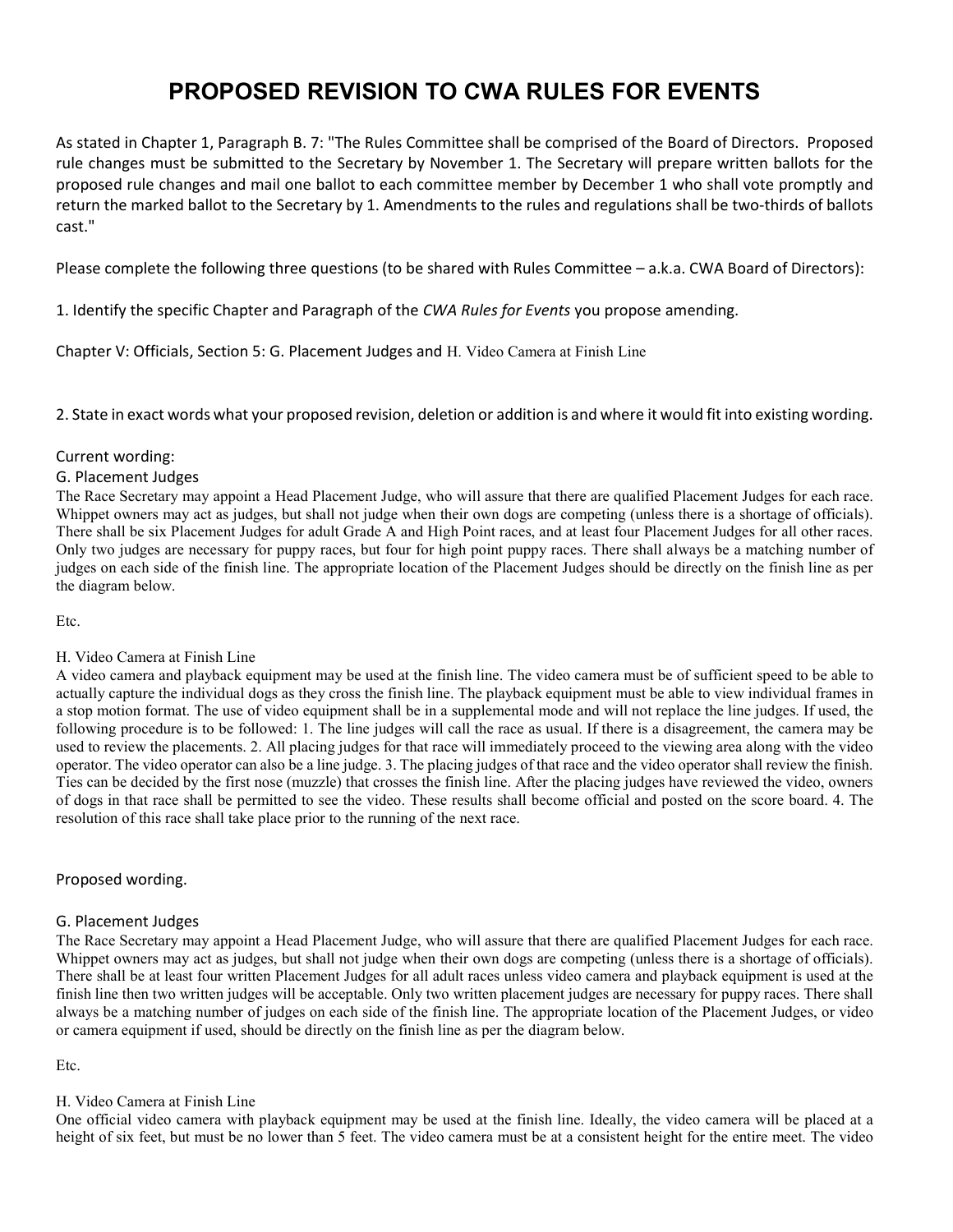# PROPOSED REVISION TO CWA RULES FOR EVENTS

As stated in Chapter 1, Paragraph B. 7: "The Rules Committee shall be comprised of the Board of Directors. Proposed rule changes must be submitted to the Secretary by November 1. The Secretary will prepare written ballots for the proposed rule changes and mail one ballot to each committee member by December 1 who shall vote promptly and return the marked ballot to the Secretary by 1. Amendments to the rules and regulations shall be two-thirds of ballots cast."

Please complete the following three questions (to be shared with Rules Committee – a.k.a. CWA Board of Directors):

1. Identify the specific Chapter and Paragraph of the *CWA Rules for Events* you propose amending.

Chapter V: Officials, Section 5: G. Placement Judges and H. Video Camera at Finish Line

2. State in exact words what your proposed revision, deletion or addition is and where it would fit into existing wording.

Current wording:

G. Placement Judges

The Race Secretary may appoint a Head Placement Judge, who will assure that there are qualified Placement Judges for each race. Whippet owners may act as judges, but shall not judge when their own dogs are competing (unless there is a shortage of officials). There shall be six Placement Judges for adult Grade A and High Point races, and at least four Placement Judges for all other races. Only two judges are necessary for puppy races, but four for high point puppy races. There shall always be a matching number of judges on each side of the finish line. The appropriate location of the Placement Judges should be directly on the finish line as per the diagram below.

Etc.

H. Video Camera at Finish Line

A video camera and playback equipment may be used at the finish line. The video camera must be of sufficient speed to be able to actually capture the individual dogs as they cross the finish line. The playback equipment must be able to view individual frames in a stop motion format. The use of video equipment shall be in a supplemental mode and will not replace the line judges. If used, the following procedure is to be followed: 1. The line judges will call the race as usual. If there is a disagreement, the camera may be used to review the placements. 2. All placing judges for that race will immediately proceed to the viewing area along with the video operator. The video operator can also be a line judge. 3. The placing judges of that race and the video operator shall review the finish. Ties can be decided by the first nose (muzzle) that crosses the finish line. After the placing judges have reviewed the video, owners of dogs in that race shall be permitted to see the video. These results shall become official and posted on the score board. 4. The resolution of this race shall take place prior to the running of the next race.

Proposed wording.

G. Placement Judges

The Race Secretary may appoint a Head Placement Judge, who will assure that there are qualified Placement Judges for each race. Whippet owners may act as judges, but shall not judge when their own dogs are competing (unless there is a shortage of officials). There shall be at least four written Placement Judges for all adult races unless video camera and playback equipment is used at the finish line then two written judges will be acceptable. Only two written placement judges are necessary for puppy races. There shall always be a matching number of judges on each side of the finish line. The appropriate location of the Placement Judges, or video or camera equipment if used, should be directly on the finish line as per the diagram below.

Etc.

H. Video Camera at Finish Line

One official video camera with playback equipment may be used at the finish line. Ideally, the video camera will be placed at a height of six feet, but must be no lower than 5 feet. The video camera must be at a consistent height for the entire meet. The video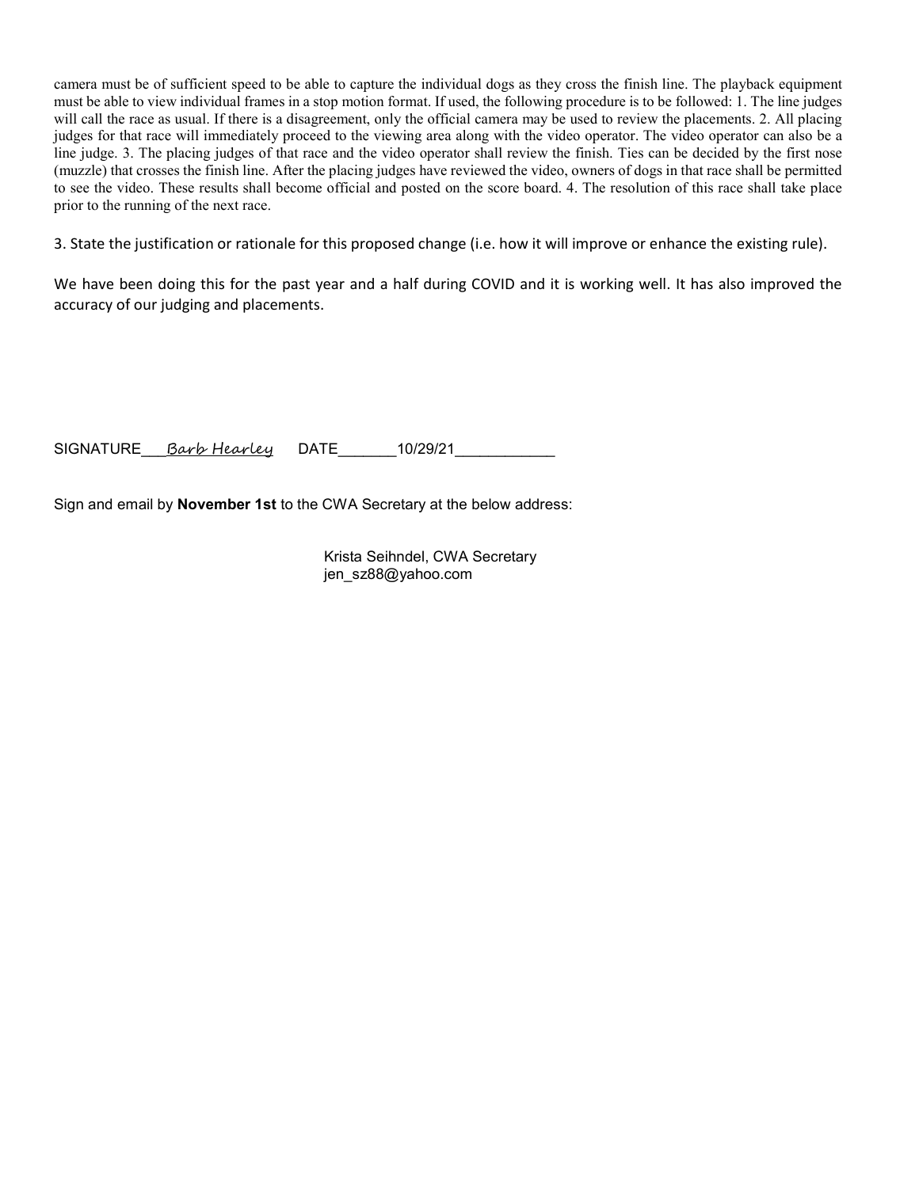camera must be of sufficient speed to be able to capture the individual dogs as they cross the finish line. The playback equipment must be able to view individual frames in a stop motion format. If used, the following procedure is to be followed: 1. The line judges will call the race as usual. If there is a disagreement, only the official camera may be used to review the placements. 2. All placing judges for that race will immediately proceed to the viewing area along with the video operator. The video operator can also be a line judge. 3. The placing judges of that race and the video operator shall review the finish. Ties can be decided by the first nose (muzzle) that crosses the finish line. After the placing judges have reviewed the video, owners of dogs in that race shall be permitted to see the video. These results shall become official and posted on the score board. 4. The resolution of this race shall take place prior to the running of the next race.

3. State the justification or rationale for this proposed change (i.e. how it will improve or enhance the existing rule).

We have been doing this for the past year and a half during COVID and it is working well. It has also improved the accuracy of our judging and placements.

SIGNATURE___*Barb Hearley*___ DATE_______10/29/21____________

Sign and email by **November 1st** to the CWA Secretary at the below address:

Krista Seihndel, CWA Secretary
jen_sz88@yahoo.com